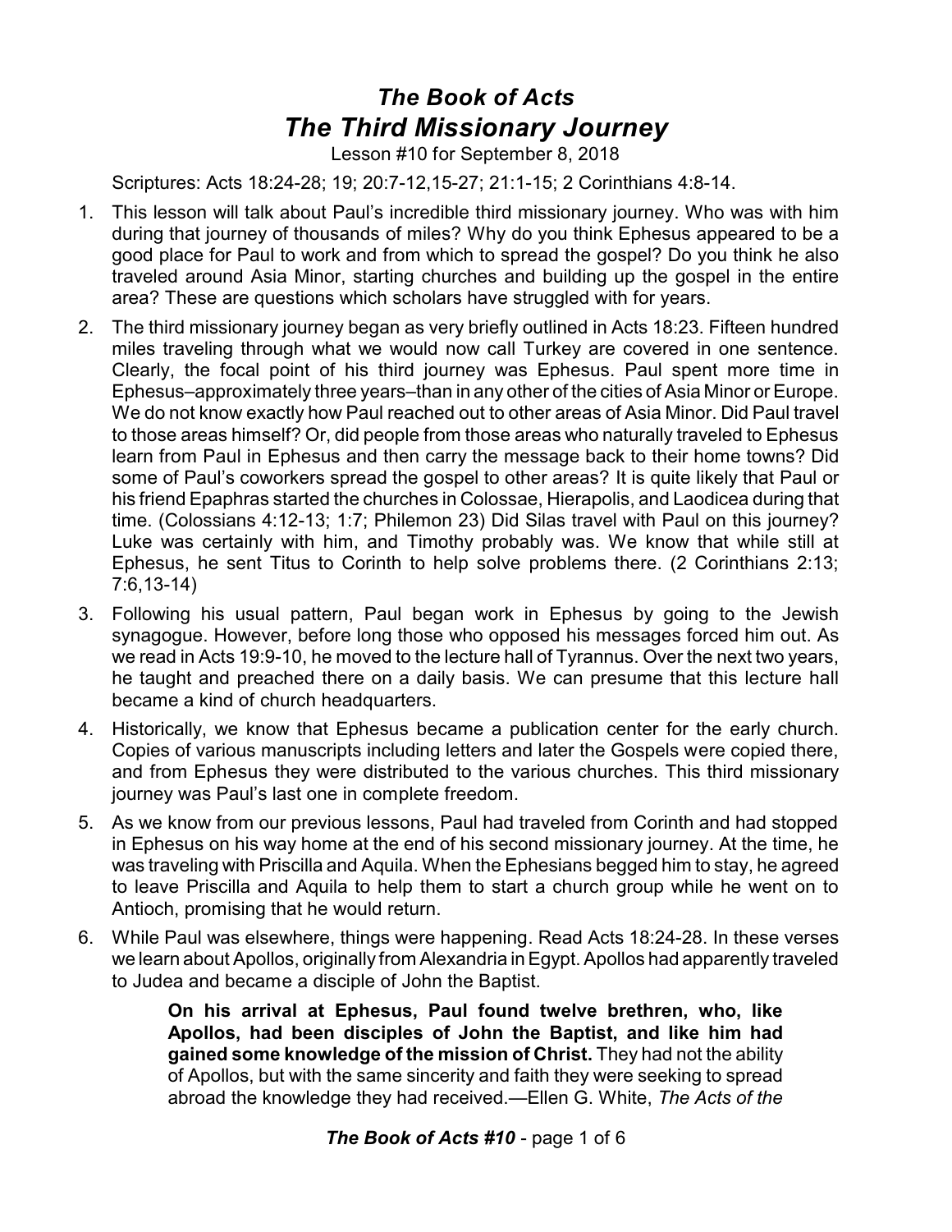# *The Book of Acts*
# *The Third Missionary Journey*

Lesson #10 for September 8, 2018

Scriptures: Acts 18:24-28; 19; 20:7-12,15-27; 21:1-15; 2 Corinthians 4:8-14.

1. This lesson will talk about Paul's incredible third missionary journey. Who was with him during that journey of thousands of miles? Why do you think Ephesus appeared to be a good place for Paul to work and from which to spread the gospel? Do you think he also traveled around Asia Minor, starting churches and building up the gospel in the entire area? These are questions which scholars have struggled with for years.
2. The third missionary journey began as very briefly outlined in Acts 18:23. Fifteen hundred miles traveling through what we would now call Turkey are covered in one sentence. Clearly, the focal point of his third journey was Ephesus. Paul spent more time in Ephesus–approximately three years–than in any other of the cities of Asia Minor or Europe. We do not know exactly how Paul reached out to other areas of Asia Minor. Did Paul travel to those areas himself? Or, did people from those areas who naturally traveled to Ephesus learn from Paul in Ephesus and then carry the message back to their home towns? Did some of Paul's coworkers spread the gospel to other areas? It is quite likely that Paul or his friend Epaphras started the churches in Colossae, Hierapolis, and Laodicea during that time. (Colossians 4:12-13; 1:7; Philemon 23) Did Silas travel with Paul on this journey? Luke was certainly with him, and Timothy probably was. We know that while still at Ephesus, he sent Titus to Corinth to help solve problems there. (2 Corinthians 2:13; 7:6,13-14)
3. Following his usual pattern, Paul began work in Ephesus by going to the Jewish synagogue. However, before long those who opposed his messages forced him out. As we read in Acts 19:9-10, he moved to the lecture hall of Tyrannus. Over the next two years, he taught and preached there on a daily basis. We can presume that this lecture hall became a kind of church headquarters.
4. Historically, we know that Ephesus became a publication center for the early church. Copies of various manuscripts including letters and later the Gospels were copied there, and from Ephesus they were distributed to the various churches. This third missionary journey was Paul's last one in complete freedom.
5. As we know from our previous lessons, Paul had traveled from Corinth and had stopped in Ephesus on his way home at the end of his second missionary journey. At the time, he was traveling with Priscilla and Aquila. When the Ephesians begged him to stay, he agreed to leave Priscilla and Aquila to help them to start a church group while he went on to Antioch, promising that he would return.
6. While Paul was elsewhere, things were happening. Read Acts 18:24-28. In these verses we learn about Apollos, originally from Alexandria in Egypt. Apollos had apparently traveled to Judea and became a disciple of John the Baptist.

   > **On his arrival at Ephesus, Paul found twelve brethren, who, like Apollos, had been disciples of John the Baptist, and like him had gained some knowledge of the mission of Christ.** They had not the ability of Apollos, but with the same sincerity and faith they were seeking to spread abroad the knowledge they had received.—Ellen G. White, *The Acts of the*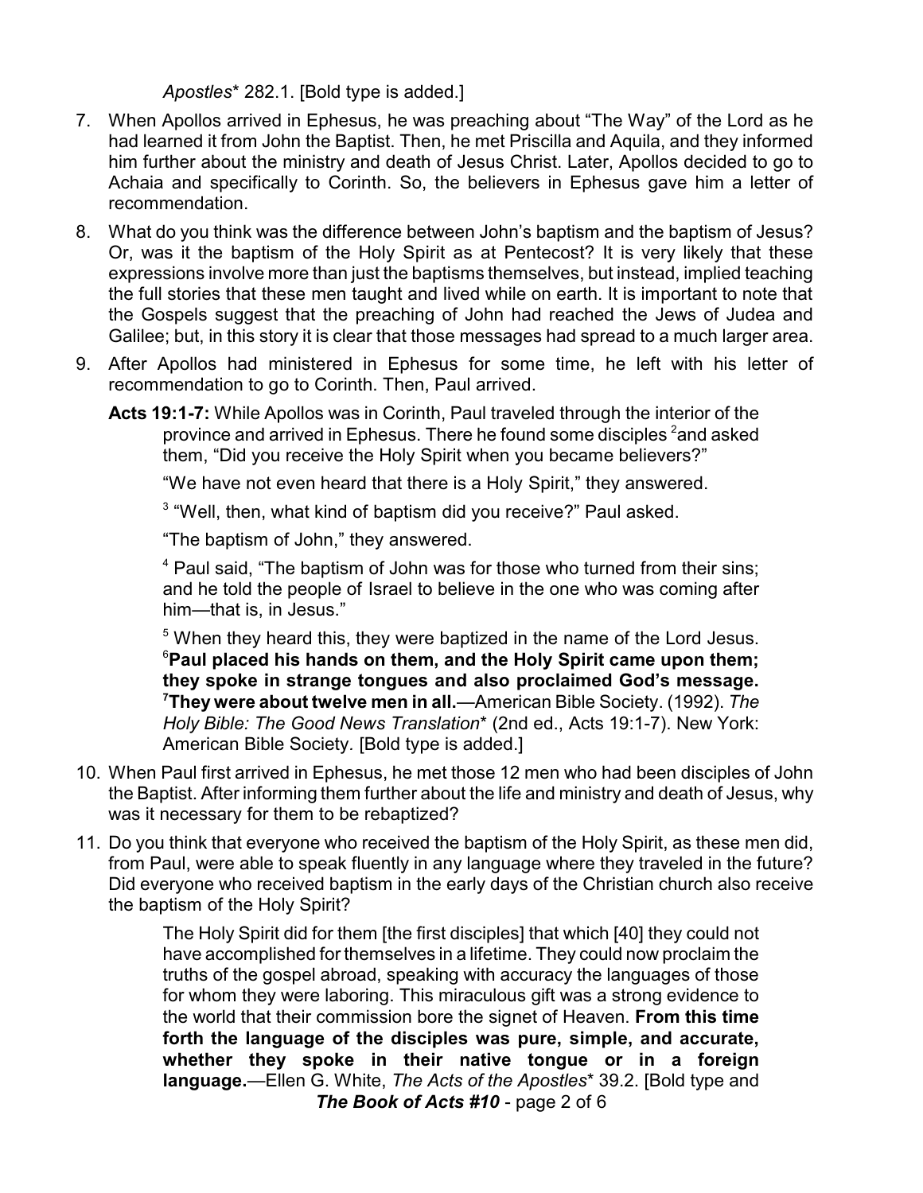*Apostles** 282.1. [Bold type is added.]

7. When Apollos arrived in Ephesus, he was preaching about "The Way" of the Lord as he had learned it from John the Baptist. Then, he met Priscilla and Aquila, and they informed him further about the ministry and death of Jesus Christ. Later, Apollos decided to go to Achaia and specifically to Corinth. So, the believers in Ephesus gave him a letter of recommendation.

8. What do you think was the difference between John's baptism and the baptism of Jesus? Or, was it the baptism of the Holy Spirit as at Pentecost? It is very likely that these expressions involve more than just the baptisms themselves, but instead, implied teaching the full stories that these men taught and lived while on earth. It is important to note that the Gospels suggest that the preaching of John had reached the Jews of Judea and Galilee; but, in this story it is clear that those messages had spread to a much larger area.

9. After Apollos had ministered in Ephesus for some time, he left with his letter of recommendation to go to Corinth. Then, Paul arrived.

   **Acts 19:1-7:** While Apollos was in Corinth, Paul traveled through the interior of the province and arrived in Ephesus. There he found some disciples [2]and asked them, "Did you receive the Holy Spirit when you became believers?"

   "We have not even heard that there is a Holy Spirit," they answered.

   [3] "Well, then, what kind of baptism did you receive?" Paul asked.

   "The baptism of John," they answered.

   [4] Paul said, "The baptism of John was for those who turned from their sins; and he told the people of Israel to believe in the one who was coming after him—that is, in Jesus."

   [5] When they heard this, they were baptized in the name of the Lord Jesus. [6]**Paul placed his hands on them, and the Holy Spirit came upon them; they spoke in strange tongues and also proclaimed God's message.** [7]**They were about twelve men in all.**—American Bible Society. (1992). *The Holy Bible: The Good News Translation** (2nd ed., Acts 19:1-7). New York: American Bible Society. [Bold type is added.]

10. When Paul first arrived in Ephesus, he met those 12 men who had been disciples of John the Baptist. After informing them further about the life and ministry and death of Jesus, why was it necessary for them to be rebaptized?

11. Do you think that everyone who received the baptism of the Holy Spirit, as these men did, from Paul, were able to speak fluently in any language where they traveled in the future? Did everyone who received baptism in the early days of the Christian church also receive the baptism of the Holy Spirit?

   The Holy Spirit did for them [the first disciples] that which [40] they could not have accomplished for themselves in a lifetime. They could now proclaim the truths of the gospel abroad, speaking with accuracy the languages of those for whom they were laboring. This miraculous gift was a strong evidence to the world that their commission bore the signet of Heaven. **From this time forth the language of the disciples was pure, simple, and accurate, whether they spoke in their native tongue or in a foreign language.**—Ellen G. White, *The Acts of the Apostles** 39.2. [Bold type and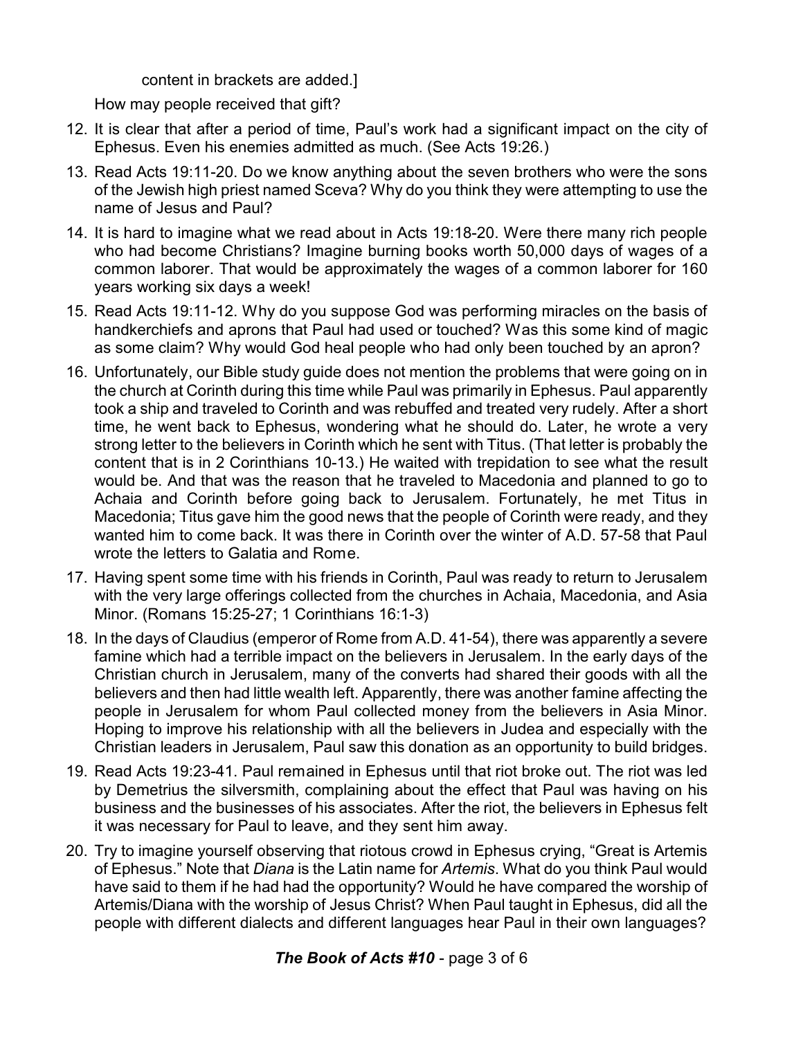content in brackets are added.]

How may people received that gift?

12. It is clear that after a period of time, Paul's work had a significant impact on the city of Ephesus. Even his enemies admitted as much. (See Acts 19:26.)
13. Read Acts 19:11-20. Do we know anything about the seven brothers who were the sons of the Jewish high priest named Sceva? Why do you think they were attempting to use the name of Jesus and Paul?
14. It is hard to imagine what we read about in Acts 19:18-20. Were there many rich people who had become Christians? Imagine burning books worth 50,000 days of wages of a common laborer. That would be approximately the wages of a common laborer for 160 years working six days a week!
15. Read Acts 19:11-12. Why do you suppose God was performing miracles on the basis of handkerchiefs and aprons that Paul had used or touched? Was this some kind of magic as some claim? Why would God heal people who had only been touched by an apron?
16. Unfortunately, our Bible study guide does not mention the problems that were going on in the church at Corinth during this time while Paul was primarily in Ephesus. Paul apparently took a ship and traveled to Corinth and was rebuffed and treated very rudely. After a short time, he went back to Ephesus, wondering what he should do. Later, he wrote a very strong letter to the believers in Corinth which he sent with Titus. (That letter is probably the content that is in 2 Corinthians 10-13.) He waited with trepidation to see what the result would be. And that was the reason that he traveled to Macedonia and planned to go to Achaia and Corinth before going back to Jerusalem. Fortunately, he met Titus in Macedonia; Titus gave him the good news that the people of Corinth were ready, and they wanted him to come back. It was there in Corinth over the winter of A.D. 57-58 that Paul wrote the letters to Galatia and Rome.
17. Having spent some time with his friends in Corinth, Paul was ready to return to Jerusalem with the very large offerings collected from the churches in Achaia, Macedonia, and Asia Minor. (Romans 15:25-27; 1 Corinthians 16:1-3)
18. In the days of Claudius (emperor of Rome from A.D. 41-54), there was apparently a severe famine which had a terrible impact on the believers in Jerusalem. In the early days of the Christian church in Jerusalem, many of the converts had shared their goods with all the believers and then had little wealth left. Apparently, there was another famine affecting the people in Jerusalem for whom Paul collected money from the believers in Asia Minor. Hoping to improve his relationship with all the believers in Judea and especially with the Christian leaders in Jerusalem, Paul saw this donation as an opportunity to build bridges.
19. Read Acts 19:23-41. Paul remained in Ephesus until that riot broke out. The riot was led by Demetrius the silversmith, complaining about the effect that Paul was having on his business and the businesses of his associates. After the riot, the believers in Ephesus felt it was necessary for Paul to leave, and they sent him away.
20. Try to imagine yourself observing that riotous crowd in Ephesus crying, "Great is Artemis of Ephesus." Note that *Diana* is the Latin name for *Artemis*. What do you think Paul would have said to them if he had had the opportunity? Would he have compared the worship of Artemis/Diana with the worship of Jesus Christ? When Paul taught in Ephesus, did all the people with different dialects and different languages hear Paul in their own languages?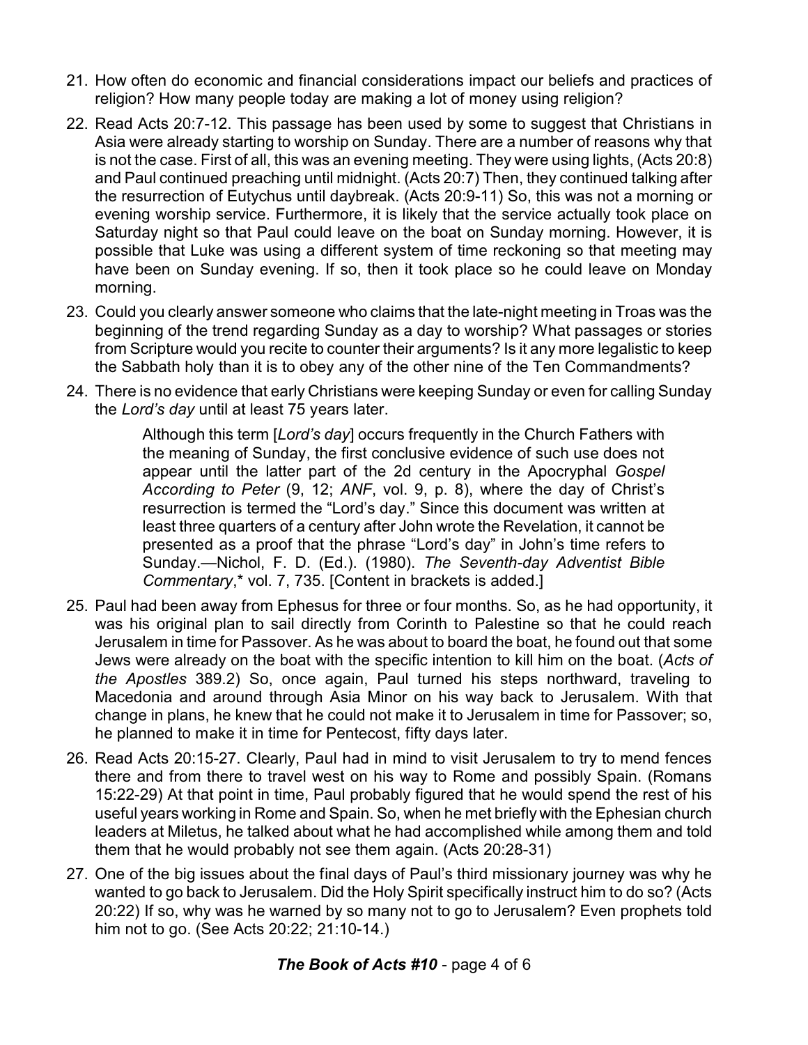21. How often do economic and financial considerations impact our beliefs and practices of religion? How many people today are making a lot of money using religion?

22. Read Acts 20:7-12. This passage has been used by some to suggest that Christians in Asia were already starting to worship on Sunday. There are a number of reasons why that is not the case. First of all, this was an evening meeting. They were using lights, (Acts 20:8) and Paul continued preaching until midnight. (Acts 20:7) Then, they continued talking after the resurrection of Eutychus until daybreak. (Acts 20:9-11) So, this was not a morning or evening worship service. Furthermore, it is likely that the service actually took place on Saturday night so that Paul could leave on the boat on Sunday morning. However, it is possible that Luke was using a different system of time reckoning so that meeting may have been on Sunday evening. If so, then it took place so he could leave on Monday morning.

23. Could you clearly answer someone who claims that the late-night meeting in Troas was the beginning of the trend regarding Sunday as a day to worship? What passages or stories from Scripture would you recite to counter their arguments? Is it any more legalistic to keep the Sabbath holy than it is to obey any of the other nine of the Ten Commandments?

24. There is no evidence that early Christians were keeping Sunday or even for calling Sunday the *Lord's day* until at least 75 years later.

    > Although this term [*Lord's day*] occurs frequently in the Church Fathers with the meaning of Sunday, the first conclusive evidence of such use does not appear until the latter part of the 2d century in the Apocryphal *Gospel According to Peter* (9, 12; *ANF*, vol. 9, p. 8), where the day of Christ's resurrection is termed the "Lord's day." Since this document was written at least three quarters of a century after John wrote the Revelation, it cannot be presented as a proof that the phrase "Lord's day" in John's time refers to Sunday.—Nichol, F. D. (Ed.). (1980). *The Seventh-day Adventist Bible Commentary*,* vol. 7, 735. [Content in brackets is added.]

25. Paul had been away from Ephesus for three or four months. So, as he had opportunity, it was his original plan to sail directly from Corinth to Palestine so that he could reach Jerusalem in time for Passover. As he was about to board the boat, he found out that some Jews were already on the boat with the specific intention to kill him on the boat. (*Acts of the Apostles* 389.2) So, once again, Paul turned his steps northward, traveling to Macedonia and around through Asia Minor on his way back to Jerusalem. With that change in plans, he knew that he could not make it to Jerusalem in time for Passover; so, he planned to make it in time for Pentecost, fifty days later.

26. Read Acts 20:15-27. Clearly, Paul had in mind to visit Jerusalem to try to mend fences there and from there to travel west on his way to Rome and possibly Spain. (Romans 15:22-29) At that point in time, Paul probably figured that he would spend the rest of his useful years working in Rome and Spain. So, when he met briefly with the Ephesian church leaders at Miletus, he talked about what he had accomplished while among them and told them that he would probably not see them again. (Acts 20:28-31)

27. One of the big issues about the final days of Paul's third missionary journey was why he wanted to go back to Jerusalem. Did the Holy Spirit specifically instruct him to do so? (Acts 20:22) If so, why was he warned by so many not to go to Jerusalem? Even prophets told him not to go. (See Acts 20:22; 21:10-14.)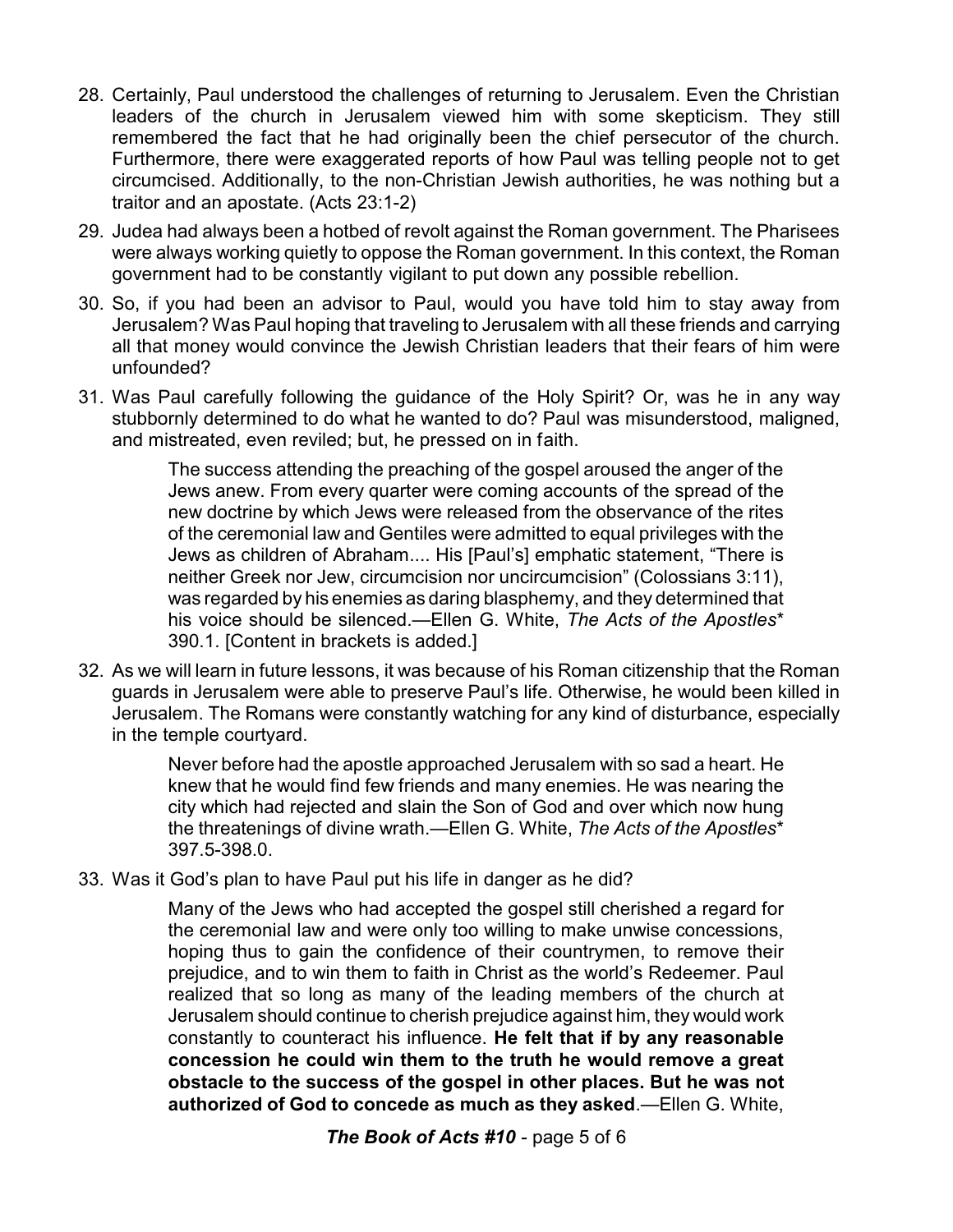28. Certainly, Paul understood the challenges of returning to Jerusalem. Even the Christian leaders of the church in Jerusalem viewed him with some skepticism. They still remembered the fact that he had originally been the chief persecutor of the church. Furthermore, there were exaggerated reports of how Paul was telling people not to get circumcised. Additionally, to the non-Christian Jewish authorities, he was nothing but a traitor and an apostate. (Acts 23:1-2)

29. Judea had always been a hotbed of revolt against the Roman government. The Pharisees were always working quietly to oppose the Roman government. In this context, the Roman government had to be constantly vigilant to put down any possible rebellion.

30. So, if you had been an advisor to Paul, would you have told him to stay away from Jerusalem? Was Paul hoping that traveling to Jerusalem with all these friends and carrying all that money would convince the Jewish Christian leaders that their fears of him were unfounded?

31. Was Paul carefully following the guidance of the Holy Spirit? Or, was he in any way stubbornly determined to do what he wanted to do? Paul was misunderstood, maligned, and mistreated, even reviled; but, he pressed on in faith.

> The success attending the preaching of the gospel aroused the anger of the Jews anew. From every quarter were coming accounts of the spread of the new doctrine by which Jews were released from the observance of the rites of the ceremonial law and Gentiles were admitted to equal privileges with the Jews as children of Abraham.... His [Paul's] emphatic statement, "There is neither Greek nor Jew, circumcision nor uncircumcision" (Colossians 3:11), was regarded by his enemies as daring blasphemy, and they determined that his voice should be silenced.—Ellen G. White, *The Acts of the Apostles*\* 390.1. [Content in brackets is added.]

32. As we will learn in future lessons, it was because of his Roman citizenship that the Roman guards in Jerusalem were able to preserve Paul's life. Otherwise, he would been killed in Jerusalem. The Romans were constantly watching for any kind of disturbance, especially in the temple courtyard.

> Never before had the apostle approached Jerusalem with so sad a heart. He knew that he would find few friends and many enemies. He was nearing the city which had rejected and slain the Son of God and over which now hung the threatenings of divine wrath.—Ellen G. White, *The Acts of the Apostles*\* 397.5-398.0.

33. Was it God's plan to have Paul put his life in danger as he did?

> Many of the Jews who had accepted the gospel still cherished a regard for the ceremonial law and were only too willing to make unwise concessions, hoping thus to gain the confidence of their countrymen, to remove their prejudice, and to win them to faith in Christ as the world's Redeemer. Paul realized that so long as many of the leading members of the church at Jerusalem should continue to cherish prejudice against him, they would work constantly to counteract his influence. **He felt that if by any reasonable concession he could win them to the truth he would remove a great obstacle to the success of the gospel in other places. But he was not authorized of God to concede as much as they asked**.—Ellen G. White,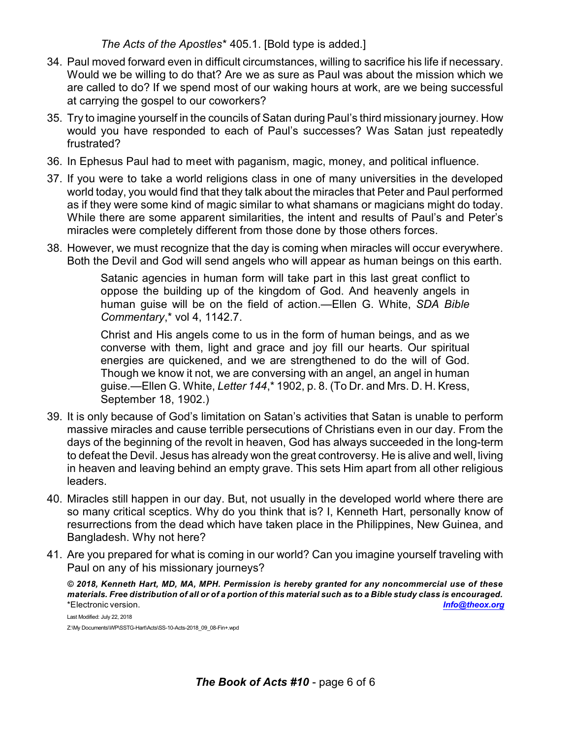*The Acts of the Apostles*\* 405.1. [Bold type is added.]

34. Paul moved forward even in difficult circumstances, willing to sacrifice his life if necessary. Would we be willing to do that? Are we as sure as Paul was about the mission which we are called to do? If we spend most of our waking hours at work, are we being successful at carrying the gospel to our coworkers?

35. Try to imagine yourself in the councils of Satan during Paul's third missionary journey. How would you have responded to each of Paul's successes? Was Satan just repeatedly frustrated?

36. In Ephesus Paul had to meet with paganism, magic, money, and political influence.

37. If you were to take a world religions class in one of many universities in the developed world today, you would find that they talk about the miracles that Peter and Paul performed as if they were some kind of magic similar to what shamans or magicians might do today. While there are some apparent similarities, the intent and results of Paul's and Peter's miracles were completely different from those done by those others forces.

38. However, we must recognize that the day is coming when miracles will occur everywhere. Both the Devil and God will send angels who will appear as human beings on this earth.

    > Satanic agencies in human form will take part in this last great conflict to oppose the building up of the kingdom of God. And heavenly angels in human guise will be on the field of action.—Ellen G. White, *SDA Bible Commentary*,\* vol 4, 1142.7.

    > Christ and His angels come to us in the form of human beings, and as we converse with them, light and grace and joy fill our hearts. Our spiritual energies are quickened, and we are strengthened to do the will of God. Though we know it not, we are conversing with an angel, an angel in human guise.—Ellen G. White, *Letter 144*,\* 1902, p. 8. (To Dr. and Mrs. D. H. Kress, September 18, 1902.)

39. It is only because of God's limitation on Satan's activities that Satan is unable to perform massive miracles and cause terrible persecutions of Christians even in our day. From the days of the beginning of the revolt in heaven, God has always succeeded in the long-term to defeat the Devil. Jesus has already won the great controversy. He is alive and well, living in heaven and leaving behind an empty grave. This sets Him apart from all other religious leaders.

40. Miracles still happen in our day. But, not usually in the developed world where there are so many critical sceptics. Why do you think that is? I, Kenneth Hart, personally know of resurrections from the dead which have taken place in the Philippines, New Guinea, and Bangladesh. Why not here?

41. Are you prepared for what is coming in our world? Can you imagine yourself traveling with Paul on any of his missionary journeys?

***© 2018, Kenneth Hart, MD, MA, MPH. Permission is hereby granted for any noncommercial use of these materials. Free distribution of all or of a portion of this material such as to a Bible study class is encouraged.***
\*Electronic version. ***Info@theox.org***

Last Modified: July 22, 2018

Z:\My Documents\WP\SSTG-Hart\Acts\SS-10-Acts-2018_09_08-Fin+.wpd